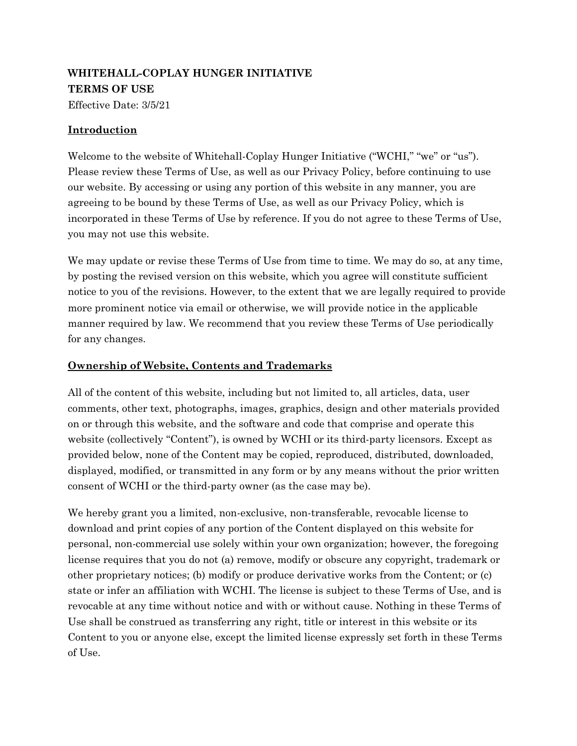**WHITEHALL-COPLAY HUNGER INITIATIVE**
**TERMS OF USE**
Effective Date: 3/5/21

## Introduction

Welcome to the website of Whitehall-Coplay Hunger Initiative ("WCHI," "we" or "us"). Please review these Terms of Use, as well as our Privacy Policy, before continuing to use our website. By accessing or using any portion of this website in any manner, you are agreeing to be bound by these Terms of Use, as well as our Privacy Policy, which is incorporated in these Terms of Use by reference. If you do not agree to these Terms of Use, you may not use this website.

We may update or revise these Terms of Use from time to time. We may do so, at any time, by posting the revised version on this website, which you agree will constitute sufficient notice to you of the revisions. However, to the extent that we are legally required to provide more prominent notice via email or otherwise, we will provide notice in the applicable manner required by law. We recommend that you review these Terms of Use periodically for any changes.

## Ownership of Website, Contents and Trademarks

All of the content of this website, including but not limited to, all articles, data, user comments, other text, photographs, images, graphics, design and other materials provided on or through this website, and the software and code that comprise and operate this website (collectively "Content"), is owned by WCHI or its third-party licensors. Except as provided below, none of the Content may be copied, reproduced, distributed, downloaded, displayed, modified, or transmitted in any form or by any means without the prior written consent of WCHI or the third-party owner (as the case may be).

We hereby grant you a limited, non-exclusive, non-transferable, revocable license to download and print copies of any portion of the Content displayed on this website for personal, non-commercial use solely within your own organization; however, the foregoing license requires that you do not (a) remove, modify or obscure any copyright, trademark or other proprietary notices; (b) modify or produce derivative works from the Content; or (c) state or infer an affiliation with WCHI. The license is subject to these Terms of Use, and is revocable at any time without notice and with or without cause. Nothing in these Terms of Use shall be construed as transferring any right, title or interest in this website or its Content to you or anyone else, except the limited license expressly set forth in these Terms of Use.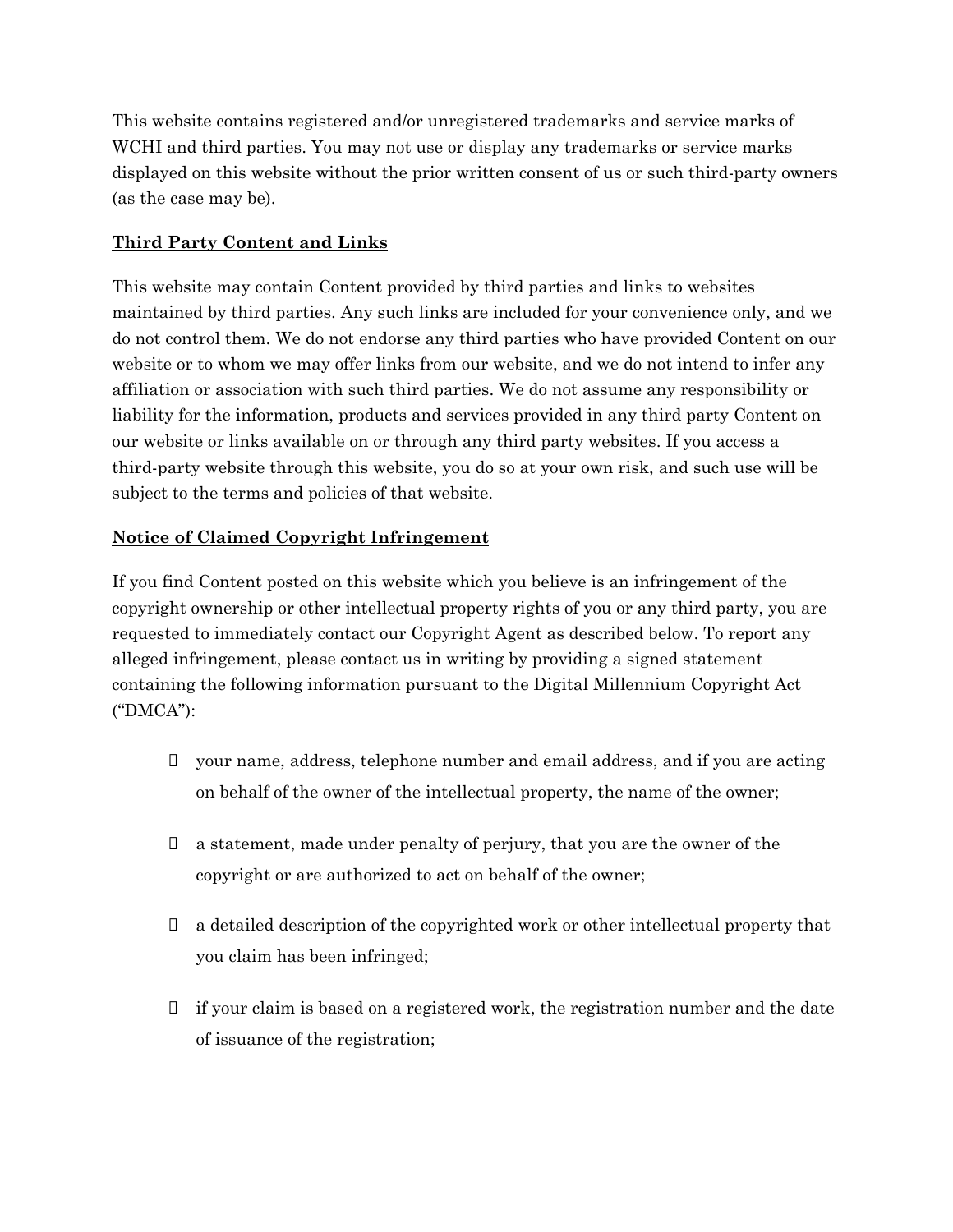This website contains registered and/or unregistered trademarks and service marks of WCHI and third parties. You may not use or display any trademarks or service marks displayed on this website without the prior written consent of us or such third-party owners (as the case may be).

**Third Party Content and Links**

This website may contain Content provided by third parties and links to websites maintained by third parties. Any such links are included for your convenience only, and we do not control them. We do not endorse any third parties who have provided Content on our website or to whom we may offer links from our website, and we do not intend to infer any affiliation or association with such third parties. We do not assume any responsibility or liability for the information, products and services provided in any third party Content on our website or links available on or through any third party websites. If you access a third-party website through this website, you do so at your own risk, and such use will be subject to the terms and policies of that website.

**Notice of Claimed Copyright Infringement**

If you find Content posted on this website which you believe is an infringement of the copyright ownership or other intellectual property rights of you or any third party, you are requested to immediately contact our Copyright Agent as described below. To report any alleged infringement, please contact us in writing by providing a signed statement containing the following information pursuant to the Digital Millennium Copyright Act ("DMCA"):

- your name, address, telephone number and email address, and if you are acting on behalf of the owner of the intellectual property, the name of the owner;
- a statement, made under penalty of perjury, that you are the owner of the copyright or are authorized to act on behalf of the owner;
- a detailed description of the copyrighted work or other intellectual property that you claim has been infringed;
- if your claim is based on a registered work, the registration number and the date of issuance of the registration;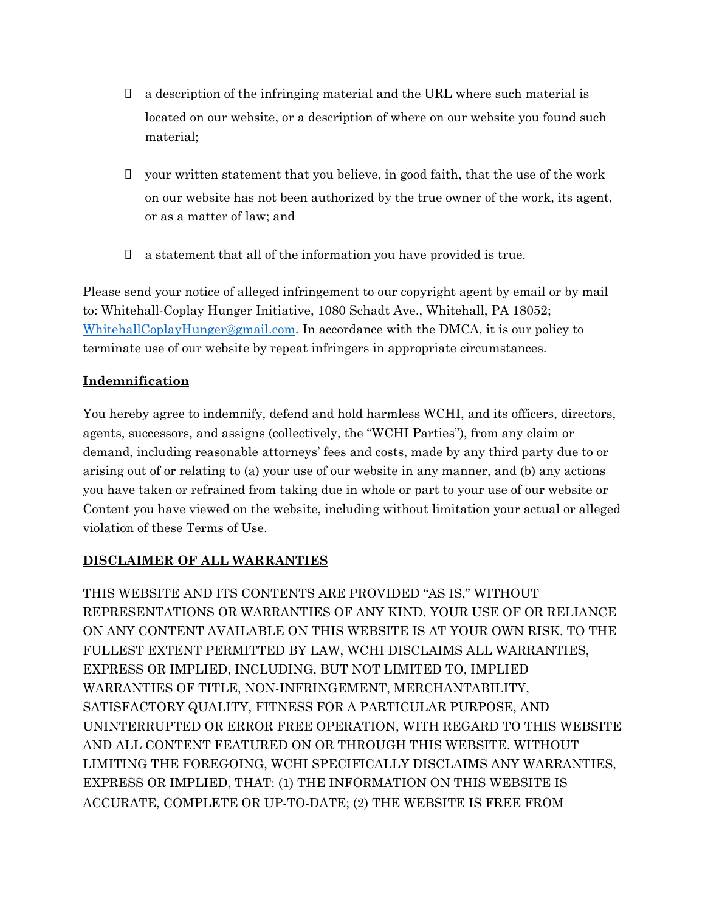- a description of the infringing material and the URL where such material is located on our website, or a description of where on our website you found such material;
- your written statement that you believe, in good faith, that the use of the work on our website has not been authorized by the true owner of the work, its agent, or as a matter of law; and
- a statement that all of the information you have provided is true.

Please send your notice of alleged infringement to our copyright agent by email or by mail to: Whitehall-Coplay Hunger Initiative, 1080 Schadt Ave., Whitehall, PA 18052; WhitehallCoplayHunger@gmail.com. In accordance with the DMCA, it is our policy to terminate use of our website by repeat infringers in appropriate circumstances.

**Indemnification**

You hereby agree to indemnify, defend and hold harmless WCHI, and its officers, directors, agents, successors, and assigns (collectively, the "WCHI Parties"), from any claim or demand, including reasonable attorneys' fees and costs, made by any third party due to or arising out of or relating to (a) your use of our website in any manner, and (b) any actions you have taken or refrained from taking due in whole or part to your use of our website or Content you have viewed on the website, including without limitation your actual or alleged violation of these Terms of Use.

**DISCLAIMER OF ALL WARRANTIES**

THIS WEBSITE AND ITS CONTENTS ARE PROVIDED "AS IS," WITHOUT REPRESENTATIONS OR WARRANTIES OF ANY KIND. YOUR USE OF OR RELIANCE ON ANY CONTENT AVAILABLE ON THIS WEBSITE IS AT YOUR OWN RISK. TO THE FULLEST EXTENT PERMITTED BY LAW, WCHI DISCLAIMS ALL WARRANTIES, EXPRESS OR IMPLIED, INCLUDING, BUT NOT LIMITED TO, IMPLIED WARRANTIES OF TITLE, NON-INFRINGEMENT, MERCHANTABILITY, SATISFACTORY QUALITY, FITNESS FOR A PARTICULAR PURPOSE, AND UNINTERRUPTED OR ERROR FREE OPERATION, WITH REGARD TO THIS WEBSITE AND ALL CONTENT FEATURED ON OR THROUGH THIS WEBSITE. WITHOUT LIMITING THE FOREGOING, WCHI SPECIFICALLY DISCLAIMS ANY WARRANTIES, EXPRESS OR IMPLIED, THAT: (1) THE INFORMATION ON THIS WEBSITE IS ACCURATE, COMPLETE OR UP-TO-DATE; (2) THE WEBSITE IS FREE FROM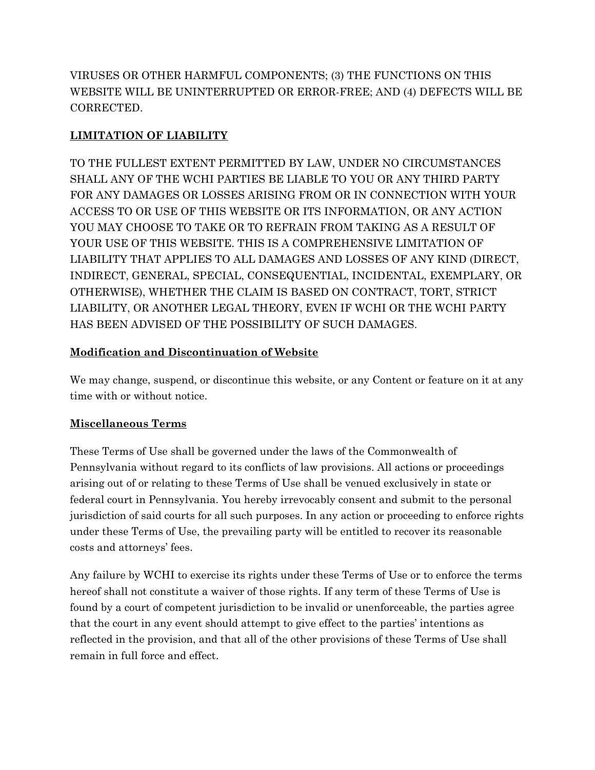VIRUSES OR OTHER HARMFUL COMPONENTS; (3) THE FUNCTIONS ON THIS WEBSITE WILL BE UNINTERRUPTED OR ERROR-FREE; AND (4) DEFECTS WILL BE CORRECTED.

## LIMITATION OF LIABILITY

TO THE FULLEST EXTENT PERMITTED BY LAW, UNDER NO CIRCUMSTANCES SHALL ANY OF THE WCHI PARTIES BE LIABLE TO YOU OR ANY THIRD PARTY FOR ANY DAMAGES OR LOSSES ARISING FROM OR IN CONNECTION WITH YOUR ACCESS TO OR USE OF THIS WEBSITE OR ITS INFORMATION, OR ANY ACTION YOU MAY CHOOSE TO TAKE OR TO REFRAIN FROM TAKING AS A RESULT OF YOUR USE OF THIS WEBSITE. THIS IS A COMPREHENSIVE LIMITATION OF LIABILITY THAT APPLIES TO ALL DAMAGES AND LOSSES OF ANY KIND (DIRECT, INDIRECT, GENERAL, SPECIAL, CONSEQUENTIAL, INCIDENTAL, EXEMPLARY, OR OTHERWISE), WHETHER THE CLAIM IS BASED ON CONTRACT, TORT, STRICT LIABILITY, OR ANOTHER LEGAL THEORY, EVEN IF WCHI OR THE WCHI PARTY HAS BEEN ADVISED OF THE POSSIBILITY OF SUCH DAMAGES.

## Modification and Discontinuation of Website

We may change, suspend, or discontinue this website, or any Content or feature on it at any time with or without notice.

## Miscellaneous Terms

These Terms of Use shall be governed under the laws of the Commonwealth of Pennsylvania without regard to its conflicts of law provisions. All actions or proceedings arising out of or relating to these Terms of Use shall be venued exclusively in state or federal court in Pennsylvania. You hereby irrevocably consent and submit to the personal jurisdiction of said courts for all such purposes. In any action or proceeding to enforce rights under these Terms of Use, the prevailing party will be entitled to recover its reasonable costs and attorneys' fees.

Any failure by WCHI to exercise its rights under these Terms of Use or to enforce the terms hereof shall not constitute a waiver of those rights. If any term of these Terms of Use is found by a court of competent jurisdiction to be invalid or unenforceable, the parties agree that the court in any event should attempt to give effect to the parties' intentions as reflected in the provision, and that all of the other provisions of these Terms of Use shall remain in full force and effect.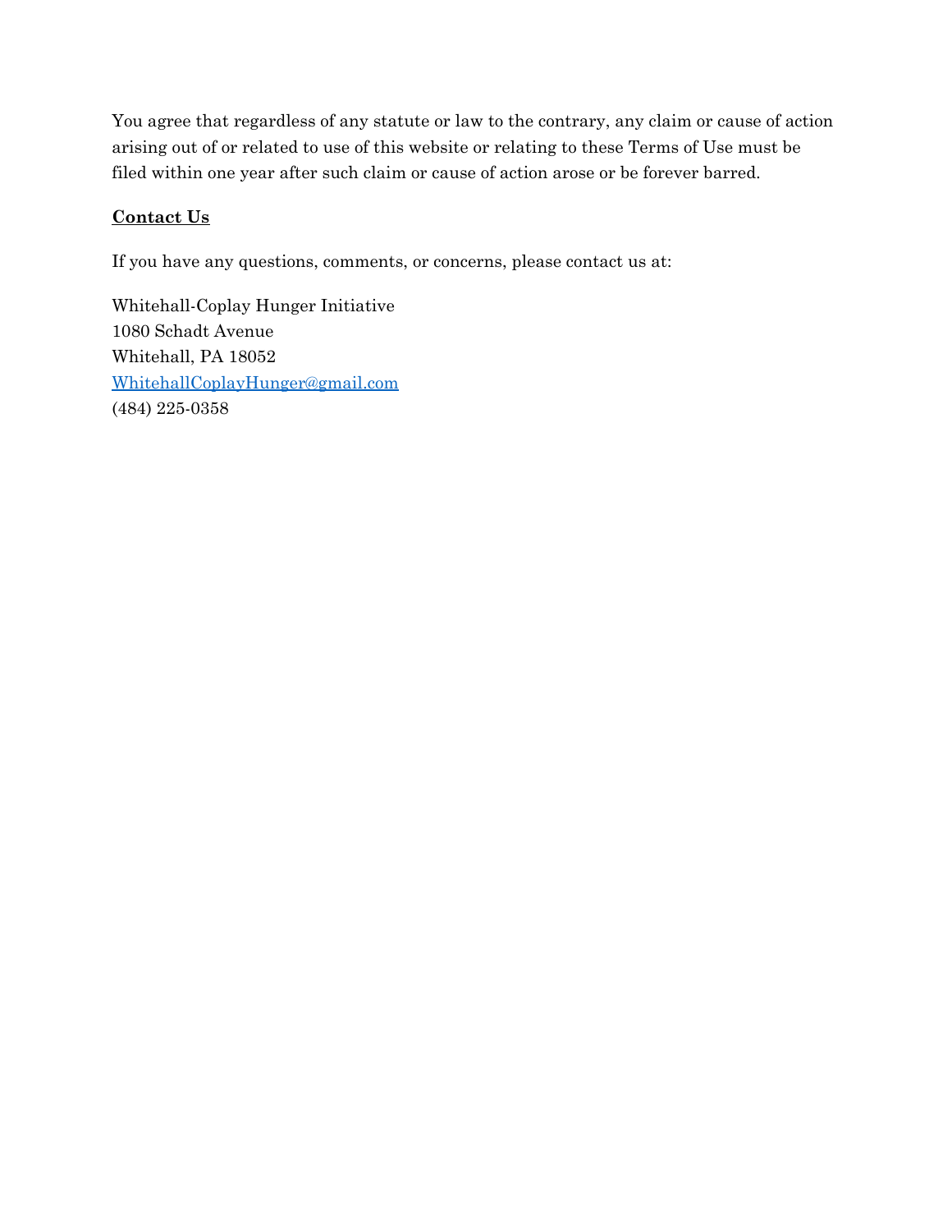You agree that regardless of any statute or law to the contrary, any claim or cause of action arising out of or related to use of this website or relating to these Terms of Use must be filed within one year after such claim or cause of action arose or be forever barred.

## **Contact Us**

If you have any questions, comments, or concerns, please contact us at:

Whitehall-Coplay Hunger Initiative
1080 Schadt Avenue
Whitehall, PA 18052
WhitehallCoplayHunger@gmail.com
(484) 225-0358